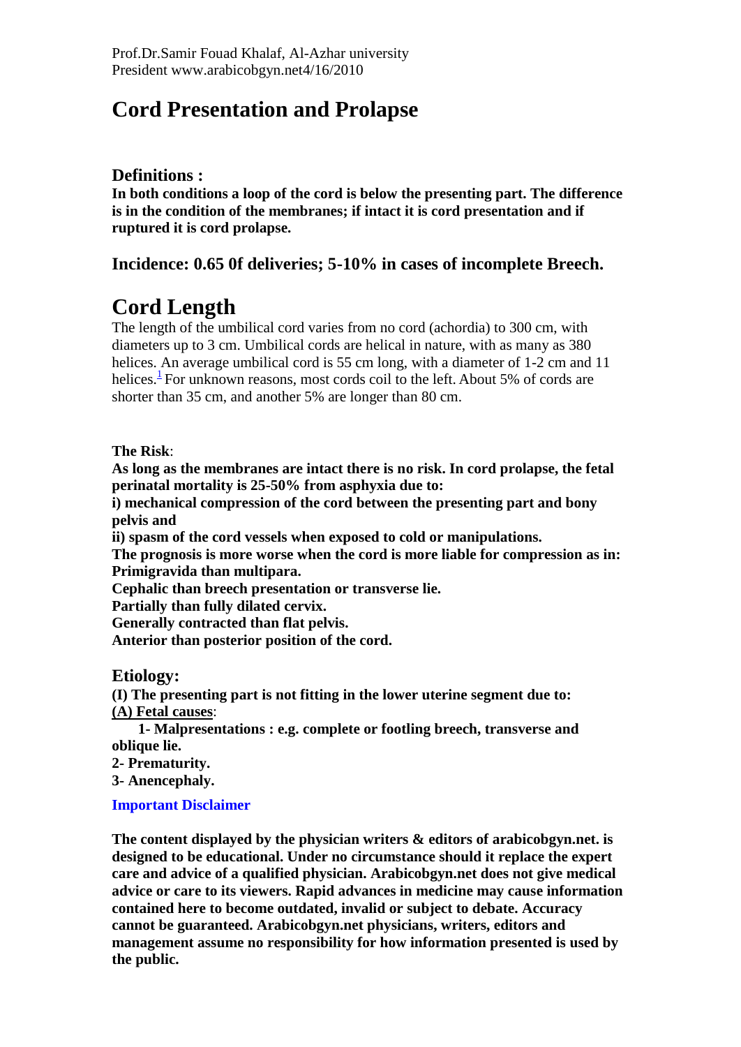Prof.Dr.Samir Fouad Khalaf, Al-Azhar university
President www.arabicobgyn.net4/16/2010

# Cord Presentation and Prolapse

### Definitions :

**In both conditions a loop of the cord is below the presenting part. The difference is in the condition of the membranes; if intact it is cord presentation and if ruptured it is cord prolapse.**

### Incidence: 0.65 0f deliveries; 5-10% in cases of incomplete Breech.

## Cord Length

The length of the umbilical cord varies from no cord (achordia) to 300 cm, with diameters up to 3 cm. Umbilical cords are helical in nature, with as many as 380 helices. An average umbilical cord is 55 cm long, with a diameter of 1-2 cm and 11 helices.[1] For unknown reasons, most cords coil to the left. About 5% of cords are shorter than 35 cm, and another 5% are longer than 80 cm.

**The Risk**:

**As long as the membranes are intact there is no risk. In cord prolapse, the fetal perinatal mortality is 25-50% from asphyxia due to:**

**i) mechanical compression of the cord between the presenting part and bony pelvis and**

**ii) spasm of the cord vessels when exposed to cold or manipulations.**

**The prognosis is more worse when the cord is more liable for compression as in:**

**Primigravida than multipara.**

**Cephalic than breech presentation or transverse lie.**

**Partially than fully dilated cervix.**

**Generally contracted than flat pelvis.**

**Anterior than posterior position of the cord.**

### Etiology:

**(I) The presenting part is not fitting in the lower uterine segment due to:**

**(A) Fetal causes**:

**1- Malpresentations : e.g. complete or footling breech, transverse and oblique lie.**

**2- Prematurity.**

**3- Anencephaly.**

**Important Disclaimer**

**The content displayed by the physician writers & editors of arabicobgyn.net. is designed to be educational. Under no circumstance should it replace the expert care and advice of a qualified physician. Arabicobgyn.net does not give medical advice or care to its viewers. Rapid advances in medicine may cause information contained here to become outdated, invalid or subject to debate. Accuracy cannot be guaranteed. Arabicobgyn.net physicians, writers, editors and management assume no responsibility for how information presented is used by the public.**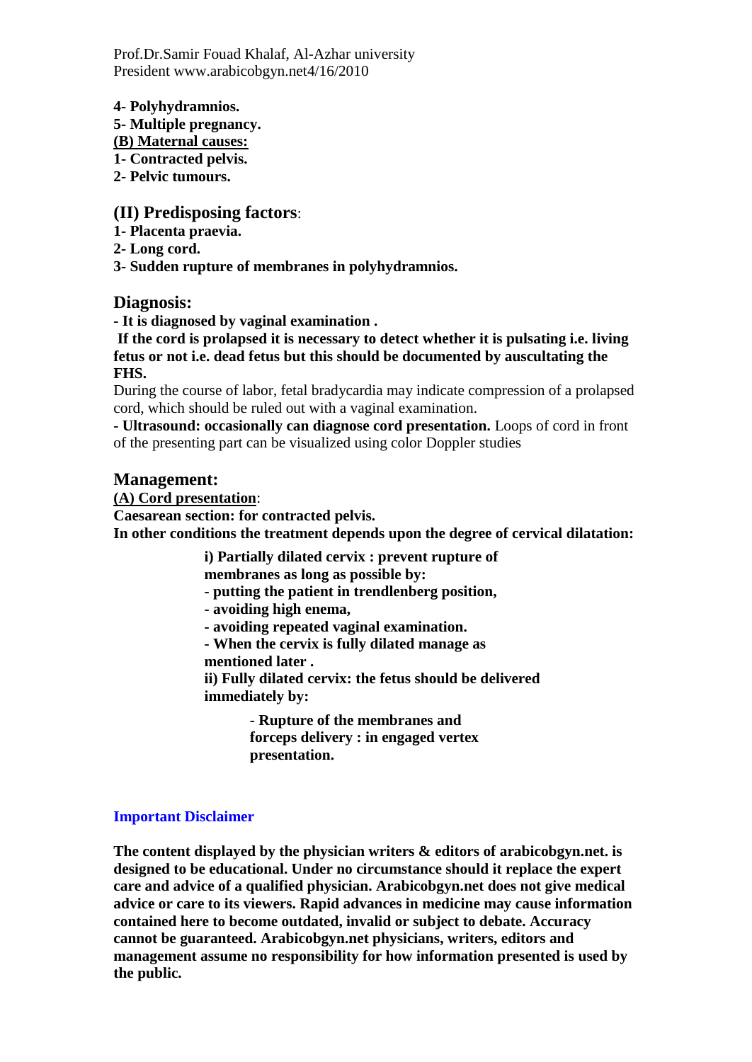**4- Polyhydramnios.**
**5- Multiple pregnancy.**
**(B) Maternal causes:**
**1- Contracted pelvis.**
**2- Pelvic tumours.**

## (II) Predisposing factors:

**1- Placenta praevia.**
**2- Long cord.**
**3- Sudden rupture of membranes in polyhydramnios.**

## Diagnosis:

**- It is diagnosed by vaginal examination .**
**If the cord is prolapsed it is necessary to detect whether it is pulsating i.e. living fetus or not i.e. dead fetus but this should be documented by auscultating the FHS.**
During the course of labor, fetal bradycardia may indicate compression of a prolapsed cord, which should be ruled out with a vaginal examination.
**- Ultrasound: occasionally can diagnose cord presentation.** Loops of cord in front of the presenting part can be visualized using color Doppler studies

## Management:

**(A) Cord presentation**:
**Caesarean section: for contracted pelvis.**
**In other conditions the treatment depends upon the degree of cervical dilatation:**

**i) Partially dilated cervix : prevent rupture of membranes as long as possible by:**
**- putting the patient in trendlenberg position,**
**- avoiding high enema,**
**- avoiding repeated vaginal examination.**
**- When the cervix is fully dilated manage as mentioned later .**
**ii) Fully dilated cervix: the fetus should be delivered immediately by:**

**- Rupture of the membranes and forceps delivery : in engaged vertex presentation.**

**Important Disclaimer**

**The content displayed by the physician writers & editors of arabicobgyn.net. is designed to be educational. Under no circumstance should it replace the expert care and advice of a qualified physician. Arabicobgyn.net does not give medical advice or care to its viewers. Rapid advances in medicine may cause information contained here to become outdated, invalid or subject to debate. Accuracy cannot be guaranteed. Arabicobgyn.net physicians, writers, editors and management assume no responsibility for how information presented is used by the public.**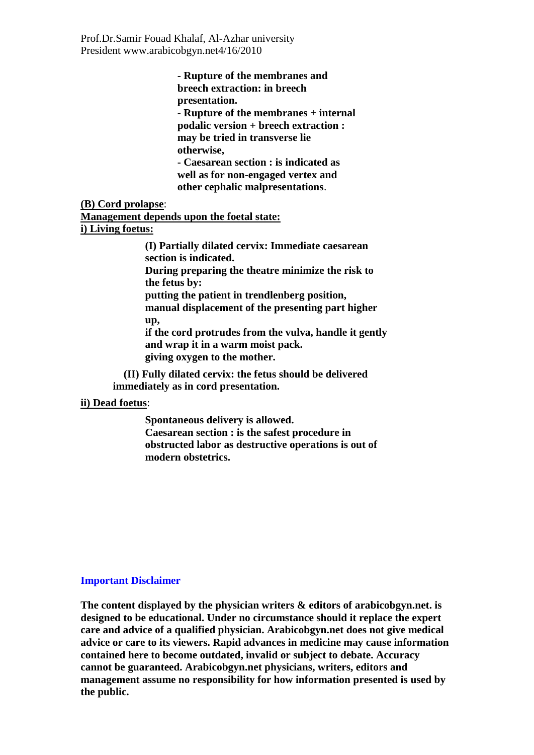**- Rupture of the membranes and breech extraction: in breech presentation.**
**- Rupture of the membranes + internal podalic version + breech extraction : may be tried in transverse lie otherwise,**
**- Caesarean section : is indicated as well as for non-engaged vertex and other cephalic malpresentations**.

**(B) Cord prolapse**:

**Management depends upon the foetal state:**

**i) Living foetus:**

**(I) Partially dilated cervix: Immediate caesarean section is indicated.**
**During preparing the theatre minimize the risk to the fetus by:**
**putting the patient in trendlenberg position,**
**manual displacement of the presenting part higher up,**
**if the cord protrudes from the vulva, handle it gently and wrap it in a warm moist pack.**
**giving oxygen to the mother.**

**(II) Fully dilated cervix: the fetus should be delivered immediately as in cord presentation.**

**ii) Dead foetus**:

**Spontaneous delivery is allowed.**
**Caesarean section : is the safest procedure in obstructed labor as destructive operations is out of modern obstetrics.**

**Important Disclaimer**

**The content displayed by the physician writers & editors of arabicobgyn.net. is designed to be educational. Under no circumstance should it replace the expert care and advice of a qualified physician. Arabicobgyn.net does not give medical advice or care to its viewers. Rapid advances in medicine may cause information contained here to become outdated, invalid or subject to debate. Accuracy cannot be guaranteed. Arabicobgyn.net physicians, writers, editors and management assume no responsibility for how information presented is used by the public.**